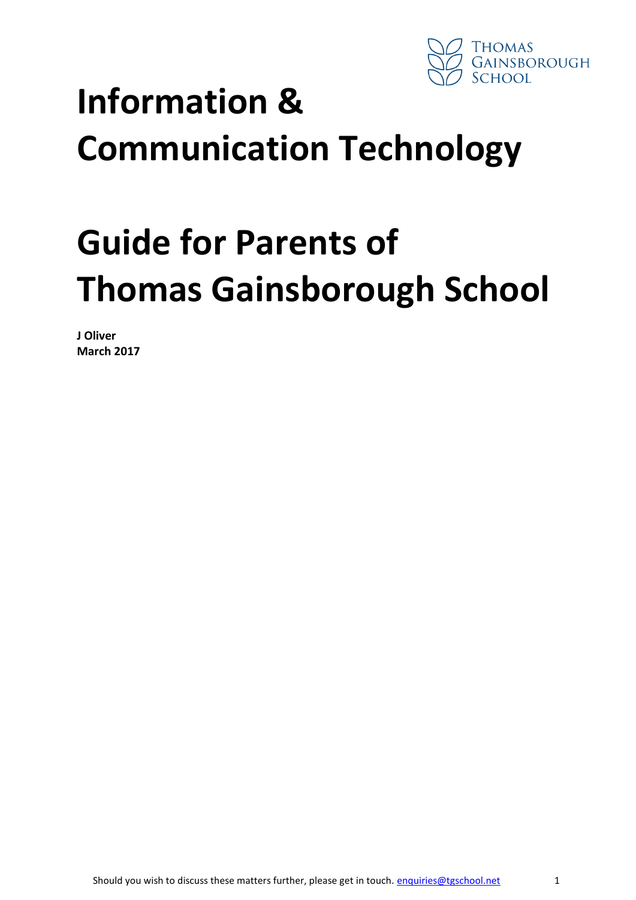# Information & Communication Technology

# Guide for Parents of Thomas Gainsborough School

**J Oliver**
**March 2017**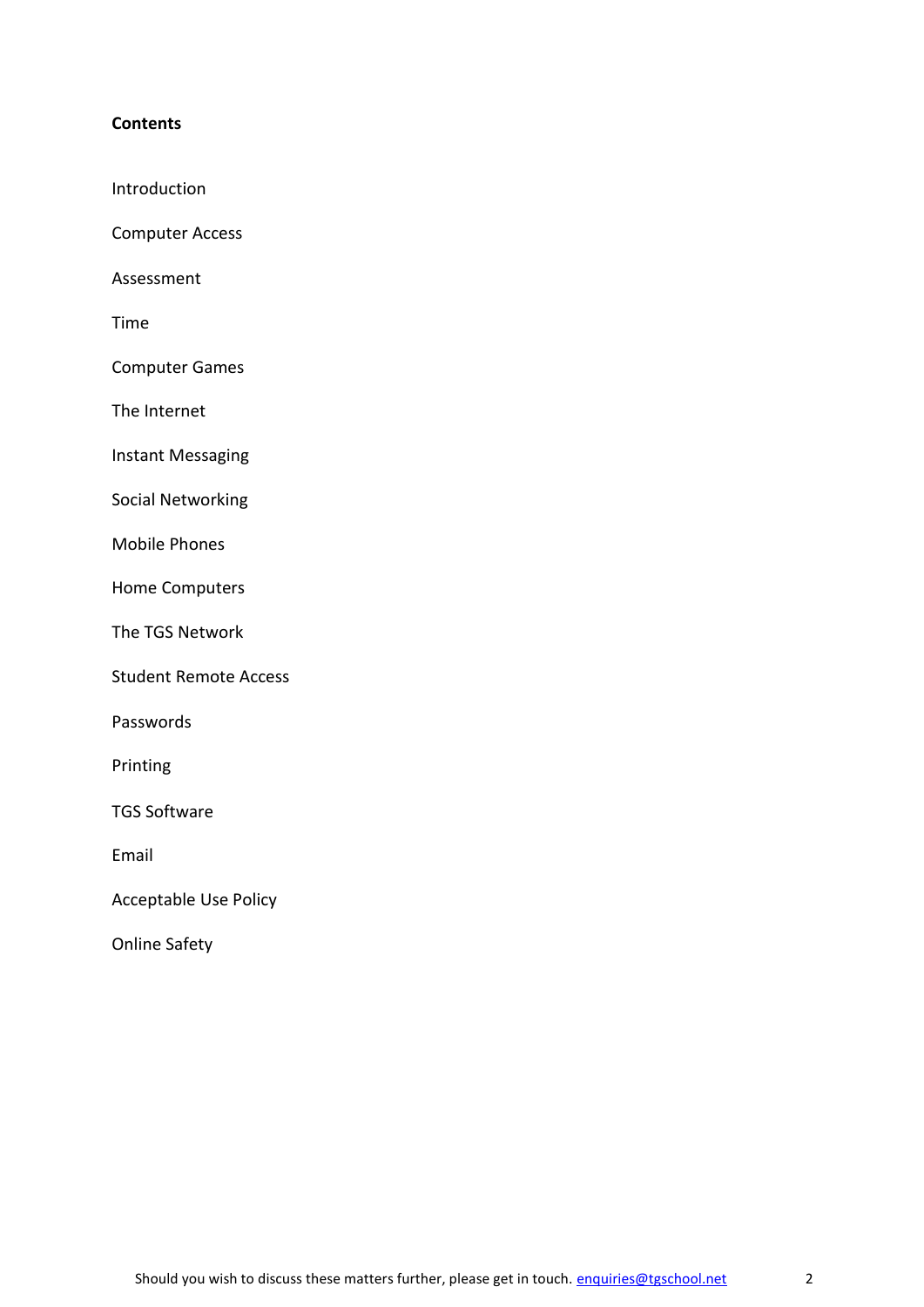**Contents**

Introduction

Computer Access

Assessment

Time

Computer Games

The Internet

Instant Messaging

Social Networking

Mobile Phones

Home Computers

The TGS Network

Student Remote Access

Passwords

Printing

TGS Software

Email

Acceptable Use Policy

Online Safety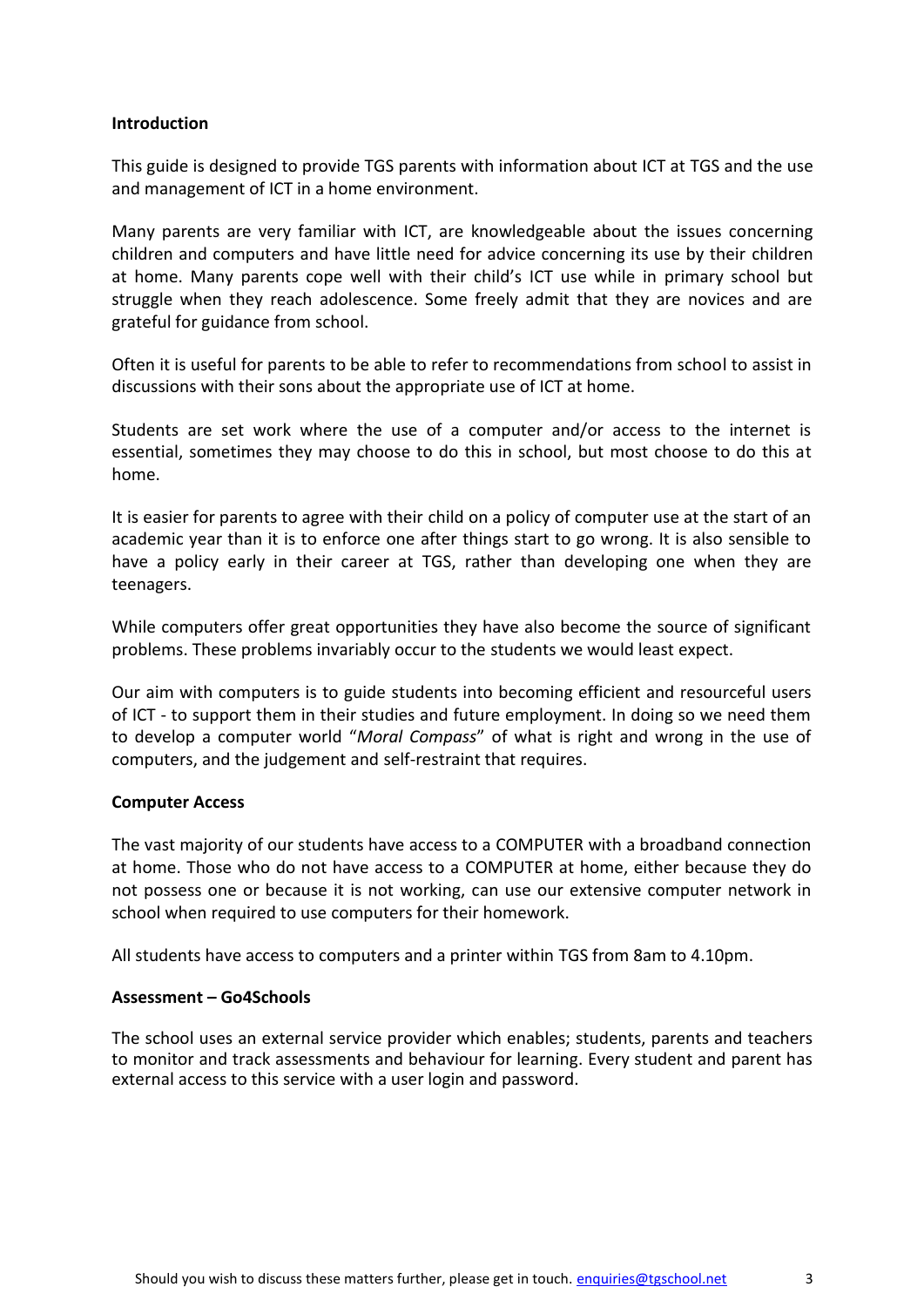**Introduction**

This guide is designed to provide TGS parents with information about ICT at TGS and the use and management of ICT in a home environment.

Many parents are very familiar with ICT, are knowledgeable about the issues concerning children and computers and have little need for advice concerning its use by their children at home. Many parents cope well with their child's ICT use while in primary school but struggle when they reach adolescence. Some freely admit that they are novices and are grateful for guidance from school.

Often it is useful for parents to be able to refer to recommendations from school to assist in discussions with their sons about the appropriate use of ICT at home.

Students are set work where the use of a computer and/or access to the internet is essential, sometimes they may choose to do this in school, but most choose to do this at home.

It is easier for parents to agree with their child on a policy of computer use at the start of an academic year than it is to enforce one after things start to go wrong. It is also sensible to have a policy early in their career at TGS, rather than developing one when they are teenagers.

While computers offer great opportunities they have also become the source of significant problems. These problems invariably occur to the students we would least expect.

Our aim with computers is to guide students into becoming efficient and resourceful users of ICT - to support them in their studies and future employment. In doing so we need them to develop a computer world "*Moral Compass*" of what is right and wrong in the use of computers, and the judgement and self-restraint that requires.

**Computer Access**

The vast majority of our students have access to a COMPUTER with a broadband connection at home. Those who do not have access to a COMPUTER at home, either because they do not possess one or because it is not working, can use our extensive computer network in school when required to use computers for their homework.

All students have access to computers and a printer within TGS from 8am to 4.10pm.

**Assessment – Go4Schools**

The school uses an external service provider which enables; students, parents and teachers to monitor and track assessments and behaviour for learning. Every student and parent has external access to this service with a user login and password.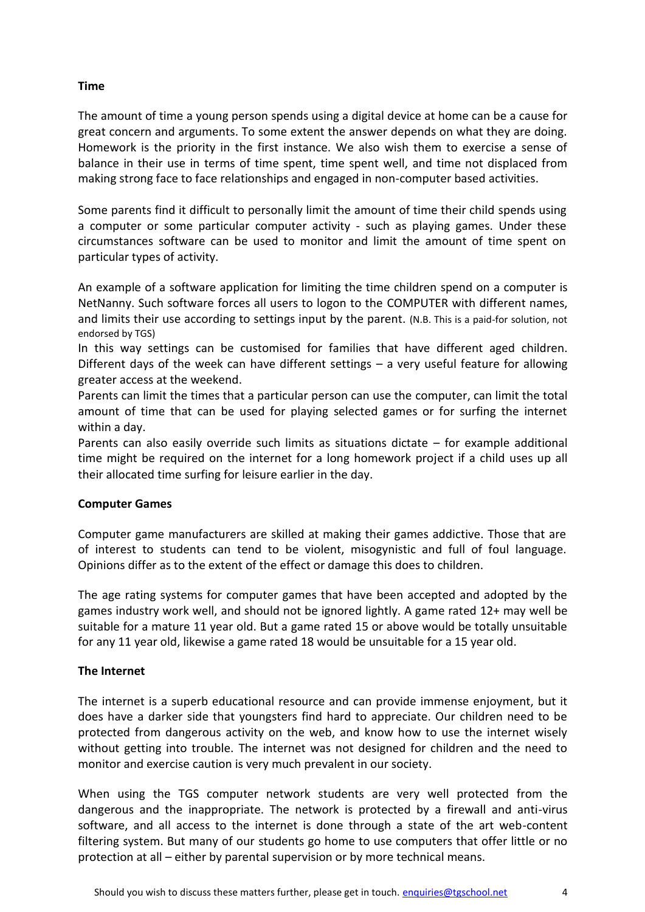**Time**

The amount of time a young person spends using a digital device at home can be a cause for great concern and arguments. To some extent the answer depends on what they are doing. Homework is the priority in the first instance. We also wish them to exercise a sense of balance in their use in terms of time spent, time spent well, and time not displaced from making strong face to face relationships and engaged in non-computer based activities.

Some parents find it difficult to personally limit the amount of time their child spends using a computer or some particular computer activity - such as playing games. Under these circumstances software can be used to monitor and limit the amount of time spent on particular types of activity.

An example of a software application for limiting the time children spend on a computer is NetNanny. Such software forces all users to logon to the COMPUTER with different names, and limits their use according to settings input by the parent. (N.B. This is a paid-for solution, not endorsed by TGS)

In this way settings can be customised for families that have different aged children. Different days of the week can have different settings – a very useful feature for allowing greater access at the weekend.

Parents can limit the times that a particular person can use the computer, can limit the total amount of time that can be used for playing selected games or for surfing the internet within a day.

Parents can also easily override such limits as situations dictate – for example additional time might be required on the internet for a long homework project if a child uses up all their allocated time surfing for leisure earlier in the day.

**Computer Games**

Computer game manufacturers are skilled at making their games addictive. Those that are of interest to students can tend to be violent, misogynistic and full of foul language. Opinions differ as to the extent of the effect or damage this does to children.

The age rating systems for computer games that have been accepted and adopted by the games industry work well, and should not be ignored lightly. A game rated 12+ may well be suitable for a mature 11 year old. But a game rated 15 or above would be totally unsuitable for any 11 year old, likewise a game rated 18 would be unsuitable for a 15 year old.

**The Internet**

The internet is a superb educational resource and can provide immense enjoyment, but it does have a darker side that youngsters find hard to appreciate. Our children need to be protected from dangerous activity on the web, and know how to use the internet wisely without getting into trouble. The internet was not designed for children and the need to monitor and exercise caution is very much prevalent in our society.

When using the TGS computer network students are very well protected from the dangerous and the inappropriate. The network is protected by a firewall and anti-virus software, and all access to the internet is done through a state of the art web-content filtering system. But many of our students go home to use computers that offer little or no protection at all – either by parental supervision or by more technical means.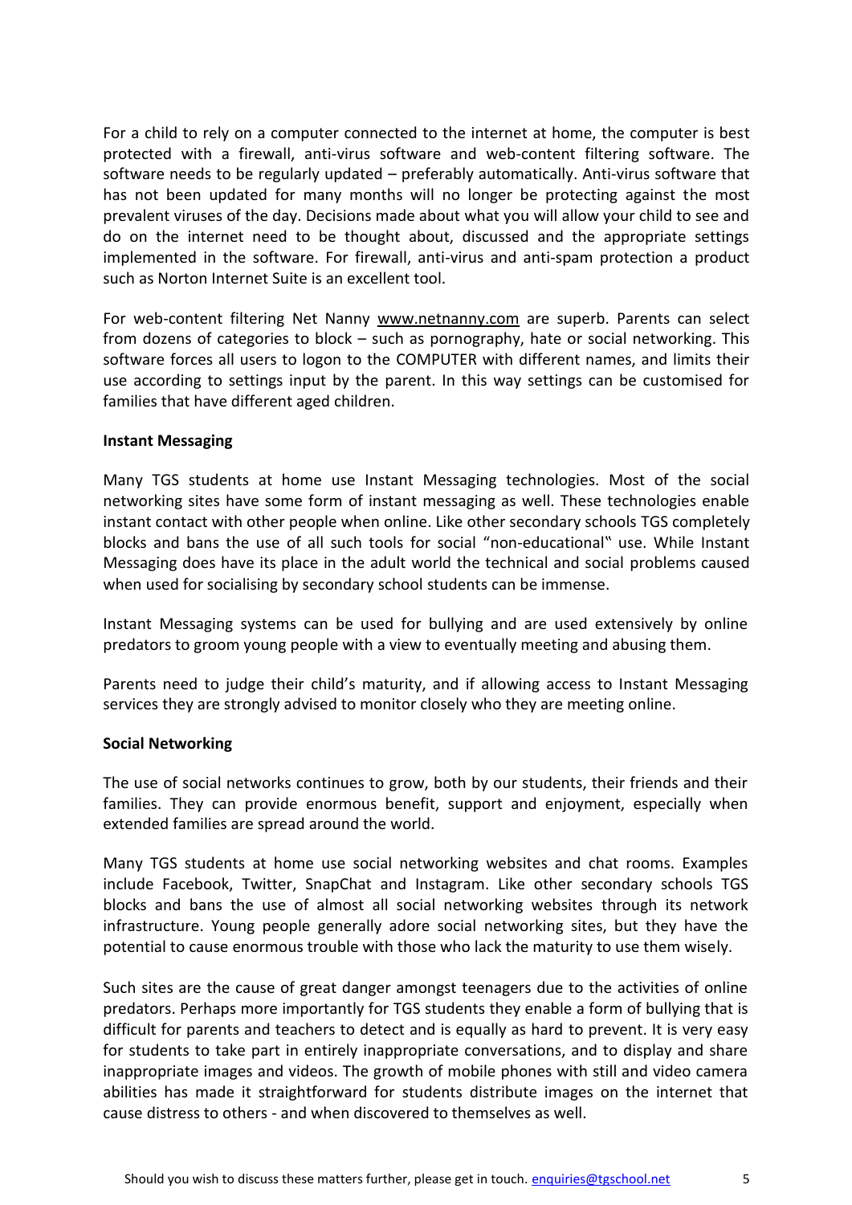For a child to rely on a computer connected to the internet at home, the computer is best protected with a firewall, anti-virus software and web-content filtering software. The software needs to be regularly updated – preferably automatically. Anti-virus software that has not been updated for many months will no longer be protecting against the most prevalent viruses of the day. Decisions made about what you will allow your child to see and do on the internet need to be thought about, discussed and the appropriate settings implemented in the software. For firewall, anti-virus and anti-spam protection a product such as Norton Internet Suite is an excellent tool.

For web-content filtering Net Nanny www.netnanny.com are superb. Parents can select from dozens of categories to block – such as pornography, hate or social networking. This software forces all users to logon to the COMPUTER with different names, and limits their use according to settings input by the parent. In this way settings can be customised for families that have different aged children.

**Instant Messaging**

Many TGS students at home use Instant Messaging technologies. Most of the social networking sites have some form of instant messaging as well. These technologies enable instant contact with other people when online. Like other secondary schools TGS completely blocks and bans the use of all such tools for social "non-educational‟ use. While Instant Messaging does have its place in the adult world the technical and social problems caused when used for socialising by secondary school students can be immense.

Instant Messaging systems can be used for bullying and are used extensively by online predators to groom young people with a view to eventually meeting and abusing them.

Parents need to judge their child's maturity, and if allowing access to Instant Messaging services they are strongly advised to monitor closely who they are meeting online.

**Social Networking**

The use of social networks continues to grow, both by our students, their friends and their families. They can provide enormous benefit, support and enjoyment, especially when extended families are spread around the world.

Many TGS students at home use social networking websites and chat rooms. Examples include Facebook, Twitter, SnapChat and Instagram. Like other secondary schools TGS blocks and bans the use of almost all social networking websites through its network infrastructure. Young people generally adore social networking sites, but they have the potential to cause enormous trouble with those who lack the maturity to use them wisely.

Such sites are the cause of great danger amongst teenagers due to the activities of online predators. Perhaps more importantly for TGS students they enable a form of bullying that is difficult for parents and teachers to detect and is equally as hard to prevent. It is very easy for students to take part in entirely inappropriate conversations, and to display and share inappropriate images and videos. The growth of mobile phones with still and video camera abilities has made it straightforward for students distribute images on the internet that cause distress to others - and when discovered to themselves as well.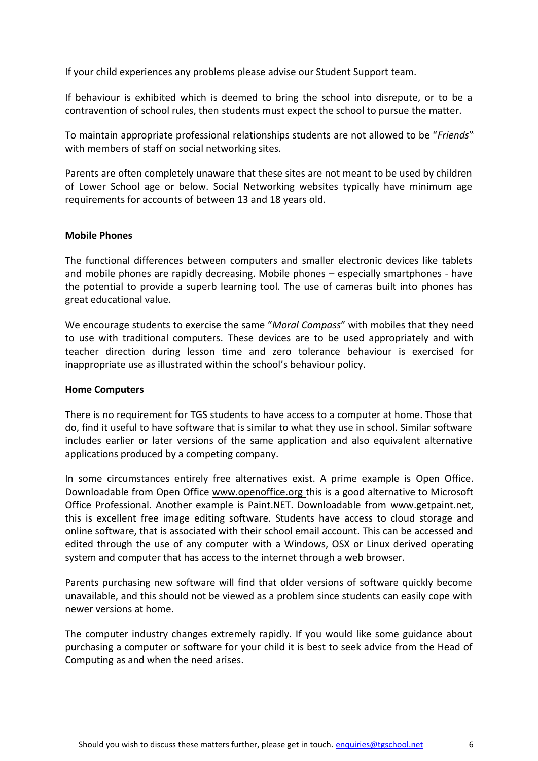If your child experiences any problems please advise our Student Support team.

If behaviour is exhibited which is deemed to bring the school into disrepute, or to be a contravention of school rules, then students must expect the school to pursue the matter.

To maintain appropriate professional relationships students are not allowed to be "*Friends*" with members of staff on social networking sites.

Parents are often completely unaware that these sites are not meant to be used by children of Lower School age or below. Social Networking websites typically have minimum age requirements for accounts of between 13 and 18 years old.

**Mobile Phones**

The functional differences between computers and smaller electronic devices like tablets and mobile phones are rapidly decreasing. Mobile phones – especially smartphones - have the potential to provide a superb learning tool. The use of cameras built into phones has great educational value.

We encourage students to exercise the same "*Moral Compass*" with mobiles that they need to use with traditional computers. These devices are to be used appropriately and with teacher direction during lesson time and zero tolerance behaviour is exercised for inappropriate use as illustrated within the school's behaviour policy.

**Home Computers**

There is no requirement for TGS students to have access to a computer at home. Those that do, find it useful to have software that is similar to what they use in school. Similar software includes earlier or later versions of the same application and also equivalent alternative applications produced by a competing company.

In some circumstances entirely free alternatives exist. A prime example is Open Office. Downloadable from Open Office www.openoffice.org this is a good alternative to Microsoft Office Professional. Another example is Paint.NET. Downloadable from www.getpaint.net, this is excellent free image editing software. Students have access to cloud storage and online software, that is associated with their school email account. This can be accessed and edited through the use of any computer with a Windows, OSX or Linux derived operating system and computer that has access to the internet through a web browser.

Parents purchasing new software will find that older versions of software quickly become unavailable, and this should not be viewed as a problem since students can easily cope with newer versions at home.

The computer industry changes extremely rapidly. If you would like some guidance about purchasing a computer or software for your child it is best to seek advice from the Head of Computing as and when the need arises.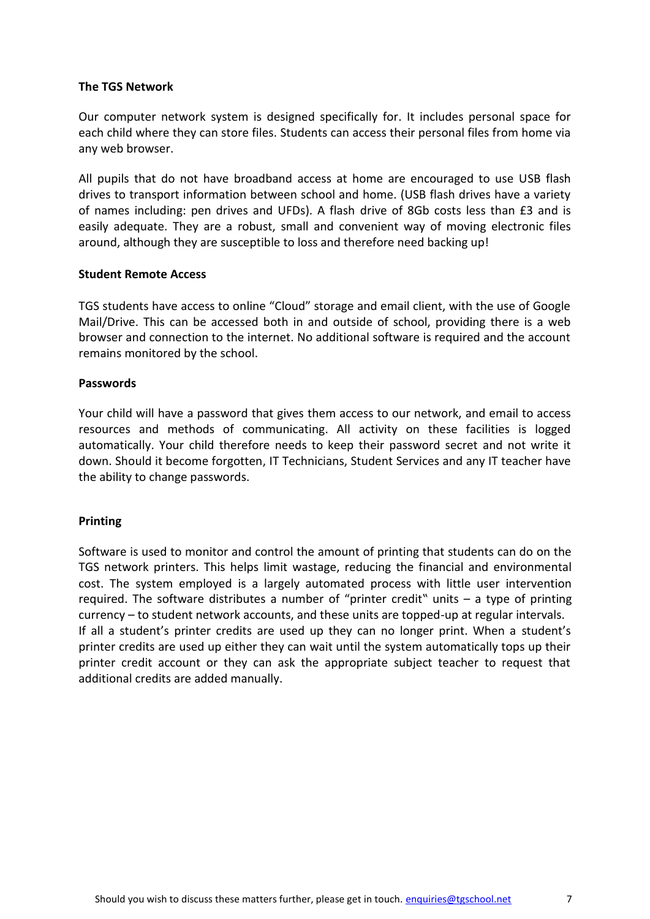**The TGS Network**

Our computer network system is designed specifically for. It includes personal space for each child where they can store files. Students can access their personal files from home via any web browser.

All pupils that do not have broadband access at home are encouraged to use USB flash drives to transport information between school and home. (USB flash drives have a variety of names including: pen drives and UFDs). A flash drive of 8Gb costs less than £3 and is easily adequate. They are a robust, small and convenient way of moving electronic files around, although they are susceptible to loss and therefore need backing up!

**Student Remote Access**

TGS students have access to online "Cloud" storage and email client, with the use of Google Mail/Drive. This can be accessed both in and outside of school, providing there is a web browser and connection to the internet. No additional software is required and the account remains monitored by the school.

**Passwords**

Your child will have a password that gives them access to our network, and email to access resources and methods of communicating. All activity on these facilities is logged automatically. Your child therefore needs to keep their password secret and not write it down. Should it become forgotten, IT Technicians, Student Services and any IT teacher have the ability to change passwords.

**Printing**

Software is used to monitor and control the amount of printing that students can do on the TGS network printers. This helps limit wastage, reducing the financial and environmental cost. The system employed is a largely automated process with little user intervention required. The software distributes a number of "printer credit" units – a type of printing currency – to student network accounts, and these units are topped-up at regular intervals.
If all a student's printer credits are used up they can no longer print. When a student's printer credits are used up either they can wait until the system automatically tops up their printer credit account or they can ask the appropriate subject teacher to request that additional credits are added manually.

Should you wish to discuss these matters further, please get in touch. [enquiries@tgschool.net](mailto:enquiries@tgschool.net)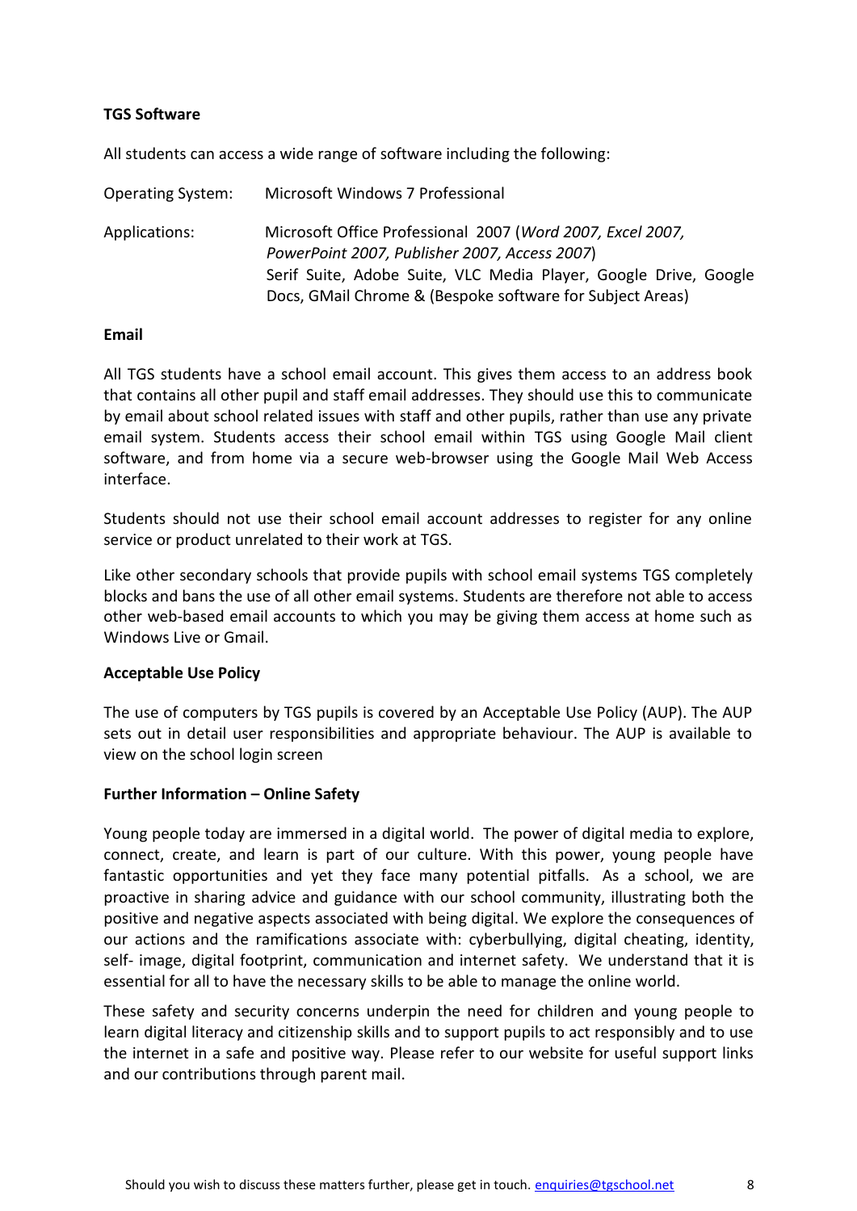**TGS Software**

All students can access a wide range of software including the following:

| | |
|---|---|
| Operating System: | Microsoft Windows 7 Professional |
| Applications: | Microsoft Office Professional 2007 (*Word 2007, Excel 2007, PowerPoint 2007, Publisher 2007, Access 2007*) Serif Suite, Adobe Suite, VLC Media Player, Google Drive, Google Docs, GMail Chrome & (Bespoke software for Subject Areas) |

**Email**

All TGS students have a school email account. This gives them access to an address book that contains all other pupil and staff email addresses. They should use this to communicate by email about school related issues with staff and other pupils, rather than use any private email system. Students access their school email within TGS using Google Mail client software, and from home via a secure web-browser using the Google Mail Web Access interface.

Students should not use their school email account addresses to register for any online service or product unrelated to their work at TGS.

Like other secondary schools that provide pupils with school email systems TGS completely blocks and bans the use of all other email systems. Students are therefore not able to access other web-based email accounts to which you may be giving them access at home such as Windows Live or Gmail.

**Acceptable Use Policy**

The use of computers by TGS pupils is covered by an Acceptable Use Policy (AUP). The AUP sets out in detail user responsibilities and appropriate behaviour. The AUP is available to view on the school login screen

**Further Information – Online Safety**

Young people today are immersed in a digital world. The power of digital media to explore, connect, create, and learn is part of our culture. With this power, young people have fantastic opportunities and yet they face many potential pitfalls. As a school, we are proactive in sharing advice and guidance with our school community, illustrating both the positive and negative aspects associated with being digital. We explore the consequences of our actions and the ramifications associate with: cyberbullying, digital cheating, identity, self- image, digital footprint, communication and internet safety. We understand that it is essential for all to have the necessary skills to be able to manage the online world.

These safety and security concerns underpin the need for children and young people to learn digital literacy and citizenship skills and to support pupils to act responsibly and to use the internet in a safe and positive way. Please refer to our website for useful support links and our contributions through parent mail.